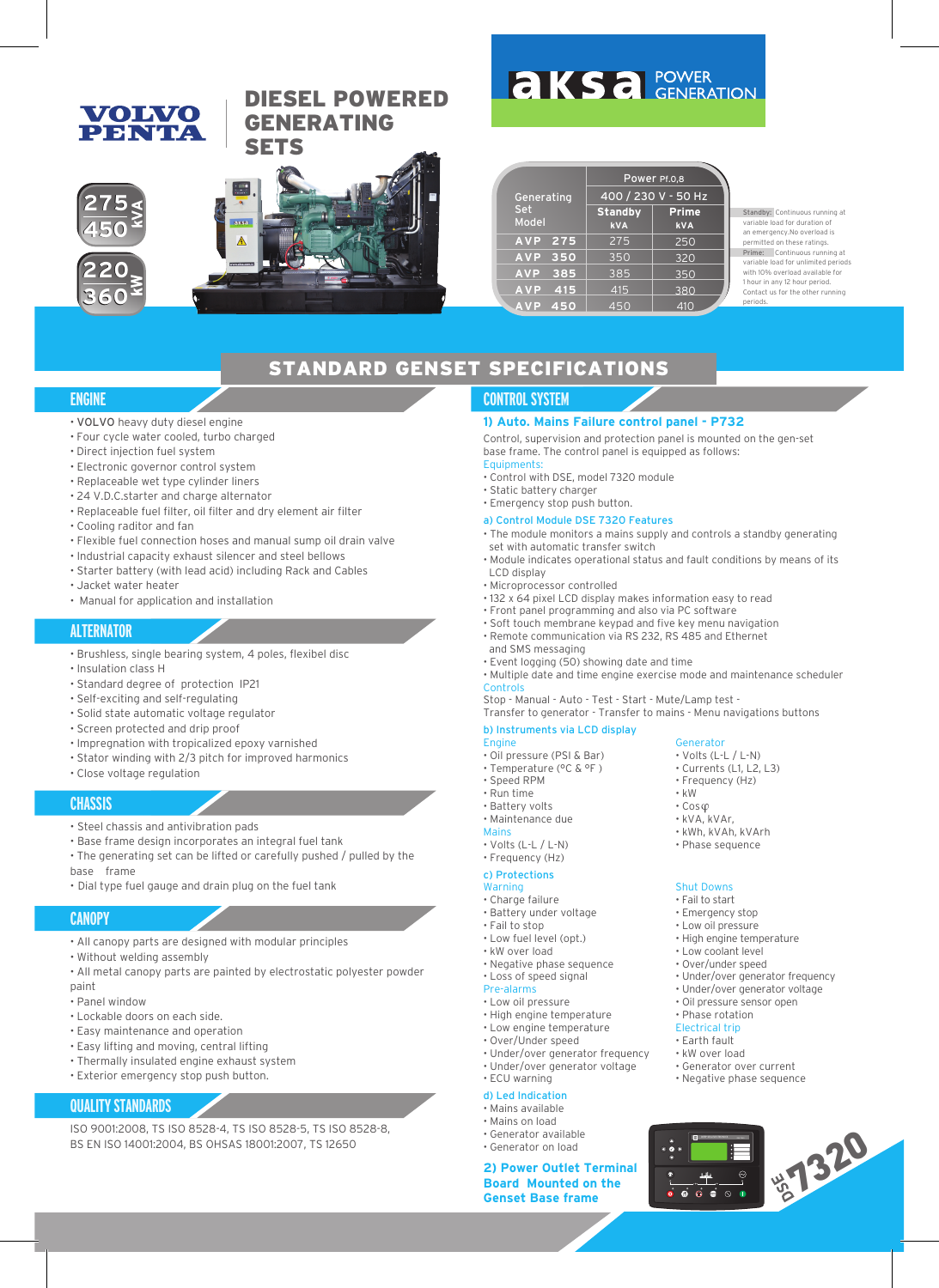VOLVO PENTA

# DIESEL POWERED GENERATING SETS

aksa POWER GENERATION

275 kVA / 450 kVA

220 kW / 360 kW

| Generating Set Model | Power Pf.0,8 | |
|---|---|---|
| | 400 / 230 V - 50 Hz | |
| | Standby kVA | Prime kVA |
| AVP 275 | 275 | 250 |
| AVP 350 | 350 | 320 |
| AVP 385 | 385 | 350 |
| AVP 415 | 415 | 380 |
| AVP 450 | 450 | 410 |

Standby: Continuous running at variable load for duration of an emergency. No overload is permitted on these ratings.
Prime: Continuous running at variable load for unlimited periods with 10% overload available for 1 hour in any 12 hour period. Contact us for the other running periods.

## STANDARD GENSET SPECIFICATIONS

### ENGINE

- VOLVO heavy duty diesel engine
- Four cycle water cooled, turbo charged
- Direct injection fuel system
- Electronic governor control system
- Replaceable wet type cylinder liners
- 24 V.D.C.starter and charge alternator
- Replaceable fuel filter, oil filter and dry element air filter
- Cooling raditor and fan
- Flexible fuel connection hoses and manual sump oil drain valve
- Industrial capacity exhaust silencer and steel bellows
- Starter battery (with lead acid) including Rack and Cables
- Jacket water heater
- Manual for application and installation

### ALTERNATOR

- Brushless, single bearing system, 4 poles, flexibel disc
- Insulation class H
- Standard degree of protection IP21
- Self-exciting and self-regulating
- Solid state automatic voltage regulator
- Screen protected and drip proof
- Impregnation with tropicalized epoxy varnished
- Stator winding with 2/3 pitch for improved harmonics
- Close voltage regulation

### CHASSIS

- Steel chassis and antivibration pads
- Base frame design incorporates an integral fuel tank
- The generating set can be lifted or carefully pushed / pulled by the base frame
- Dial type fuel gauge and drain plug on the fuel tank

### CANOPY

- All canopy parts are designed with modular principles
- Without welding assembly
- All metal canopy parts are painted by electrostatic polyester powder paint
- Panel window
- Lockable doors on each side.
- Easy maintenance and operation
- Easy lifting and moving, central lifting
- Thermally insulated engine exhaust system
- Exterior emergency stop push button.

### QUALITY STANDARDS

ISO 9001:2008, TS ISO 8528-4, TS ISO 8528-5, TS ISO 8528-8, BS EN ISO 14001:2004, BS OHSAS 18001:2007, TS 12650

### CONTROL SYSTEM

#### 1) Auto. Mains Failure control panel - P732

Control, supervision and protection panel is mounted on the gen-set base frame. The control panel is equipped as follows:

Equipments:
- Control with DSE, model 7320 module
- Static battery charger
- Emergency stop push button.

**a) Control Module DSE 7320 Features**
- The module monitors a mains supply and controls a standby generating set with automatic transfer switch
- Module indicates operational status and fault conditions by means of its LCD display
- Microprocessor controlled
- 132 x 64 pixel LCD display makes information easy to read
- Front panel programming and also via PC software
- Soft touch membrane keypad and five key menu navigation
- Remote communication via RS 232, RS 485 and Ethernet and SMS messaging
- Event logging (50) showing date and time
- Multiple date and time engine exercise mode and maintenance scheduler

Controls
Stop - Manual - Auto - Test - Start - Mute/Lamp test - Transfer to generator - Transfer to mains - Menu navigations buttons

**b) Instruments via LCD display**

Engine
- Oil pressure (PSI & Bar)
- Temperature (°C & °F )
- Speed RPM
- Run time
- Battery volts
- Maintenance due

Mains
- Volts (L-L / L-N)
- Frequency (Hz)

Generator
- Volts (L-L / L-N)
- Currents (L1, L2, L3)
- Frequency (Hz)
- kW
- Cosφ
- kVA, kVAr,
- kWh, kVAh, kVArh
- Phase sequence

**c) Protections**

Warning
- Charge failure
- Battery under voltage
- Fail to stop
- Low fuel level (opt.)
- kW over load
- Negative phase sequence
- Loss of speed signal

Pre-alarms
- Low oil pressure
- High engine temperature
- Low engine temperature
- Over/Under speed
- Under/over generator frequency
- Under/over generator voltage
- ECU warning

Shut Downs
- Fail to start
- Emergency stop
- Low oil pressure
- High engine temperature
- Low coolant level
- Over/under speed
- Under/over generator frequency
- Under/over generator voltage
- Oil pressure sensor open
- Phase rotation

Electrical trip
- Earth fault
- kW over load
- Generator over current
- Negative phase sequence

**d) Led Indication**
- Mains available
- Mains on load
- Generator available
- Generator on load

#### 2) Power Outlet Terminal Board Mounted on the Genset Base frame

DSE 7320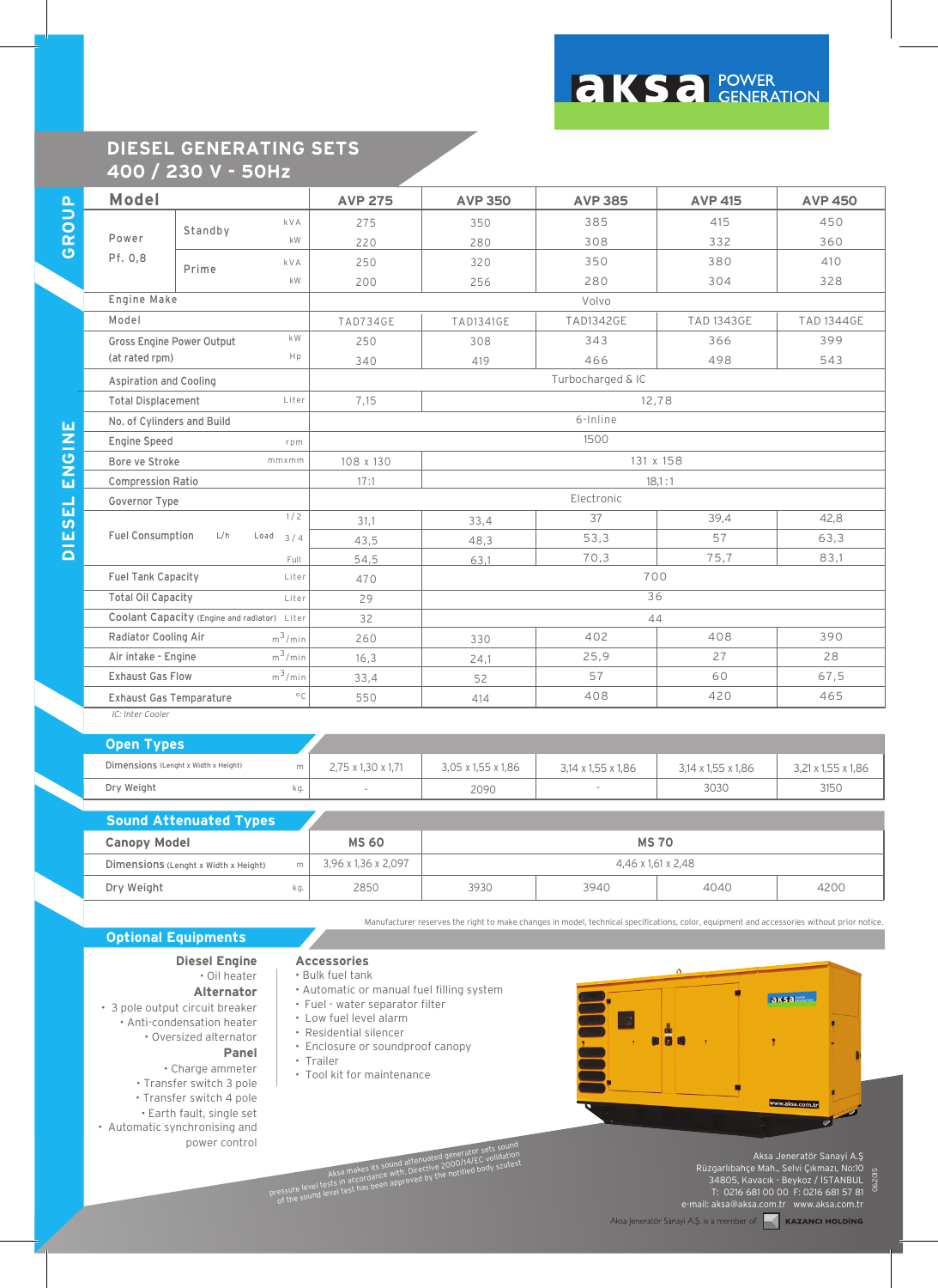# DIESEL GENERATING SETS
## 400 / 230 V - 50Hz

**GROUP** / **DIESEL ENGINE**

| Model | | | AVP 275 | AVP 350 | AVP 385 | AVP 415 | AVP 450 |
|---|---|---|---|---|---|---|---|
| Power Pf. 0,8 | Standby | kVA | 275 | 350 | 385 | 415 | 450 |
| | | kW | 220 | 280 | 308 | 332 | 360 |
| | Prime | kVA | 250 | 320 | 350 | 380 | 410 |
| | | kW | 200 | 256 | 280 | 304 | 328 |
| Engine Make | | | Volvo | | | | |
| Model | | | TAD734GE | TAD1341GE | TAD1342GE | TAD 1343GE | TAD 1344GE |
| Gross Engine Power Output (at rated rpm) | | kW | 250 | 308 | 343 | 366 | 399 |
| | | Hp | 340 | 419 | 466 | 498 | 543 |
| Aspiration and Cooling | | | Turbocharged & IC | | | | |
| Total Displacement | | Liter | 7,15 | 12,78 | | | |
| No. of Cylinders and Build | | | 6-Inline | | | | |
| Engine Speed | | rpm | 1500 | | | | |
| Bore ve Stroke | | mmxmm | 108 x 130 | 131 x 158 | | | |
| Compression Ratio | | | 17:1 | 18,1:1 | | | |
| Governor Type | | | Electronic | | | | |
| Fuel Consumption L/h | Load | 1/2 | 31,1 | 33,4 | 37 | 39,4 | 42,8 |
| | | 3/4 | 43,5 | 48,3 | 53,3 | 57 | 63,3 |
| | | Full | 54,5 | 63,1 | 70,3 | 75,7 | 83,1 |
| Fuel Tank Capacity | | Liter | 470 | 700 | | | |
| Total Oil Capacity | | Liter | 29 | 36 | | | |
| Coolant Capacity (Engine and radiator) | | Liter | 32 | 44 | | | |
| Radiator Cooling Air | | $m^3/min$ | 260 | 330 | 402 | 408 | 390 |
| Air intake - Engine | | $m^3/min$ | 16,3 | 24,1 | 25,9 | 27 | 28 |
| Exhaust Gas Flow | | $m^3/min$ | 33,4 | 52 | 57 | 60 | 67,5 |
| Exhaust Gas Temparature | | °C | 550 | 414 | 408 | 420 | 465 |

*IC: Inter Cooler*

## Open Types

| | | | | | | |
|---|---|---|---|---|---|---|
| Dimensions (Lenght x Width x Height) | m | 2,75 x 1,30 x 1,71 | 3,05 x 1,55 x 1,86 | 3,14 x 1,55 x 1,86 | 3,14 x 1,55 x 1,86 | 3,21 x 1,55 x 1,86 |
| Dry Weight | kg. | - | 2090 | - | 3030 | 3150 |

## Sound Attenuated Types

| Canopy Model | | MS 60 | MS 70 | | | |
|---|---|---|---|---|---|---|
| Dimensions (Lenght x Width x Height) | m | 3,96 x 1,36 x 2,097 | 4,46 x 1,61 x 2,48 | | | |
| Dry Weight | kg. | 2850 | 3930 | 3940 | 4040 | 4200 |

Manufacturer reserves the right to make changes in model, technical specifications, color, equipment and accessories without prior notice.

## Optional Equipments

**Diesel Engine**
- Oil heater

**Alternator**
- 3 pole output circuit breaker
- Anti-condensation heater
- Oversized alternator

**Panel**
- Charge ammeter
- Transfer switch 3 pole
- Transfer switch 4 pole
- Earth fault, single set
- Automatic synchronising and power control

**Accessories**
- Bulk fuel tank
- Automatic or manual fuel filling system
- Fuel - water separator filter
- Low fuel level alarm
- Residential silencer
- Enclosure or soundproof canopy
- Trailer
- Tool kit for maintenance

Aksa makes its sound attenuated generator sets sound pressure level tests in accordance with, Directive 2000/14/EC validation of the sound level test has been approved by the notified body szutest

Aksa Jeneratör Sanayi A.Ş
Rüzgarlıbahçe Mah., Selvi Çıkmazı, No:10
34805, Kavacık - Beykoz / İSTANBUL
T: 0216 681 00 00 F: 0216 681 57 81
e-mail: aksa@aksa.com.tr www.aksa.com.tr

Aksa Jeneratör Sanayi A.Ş. is a member of KAZANCI HOLDİNG